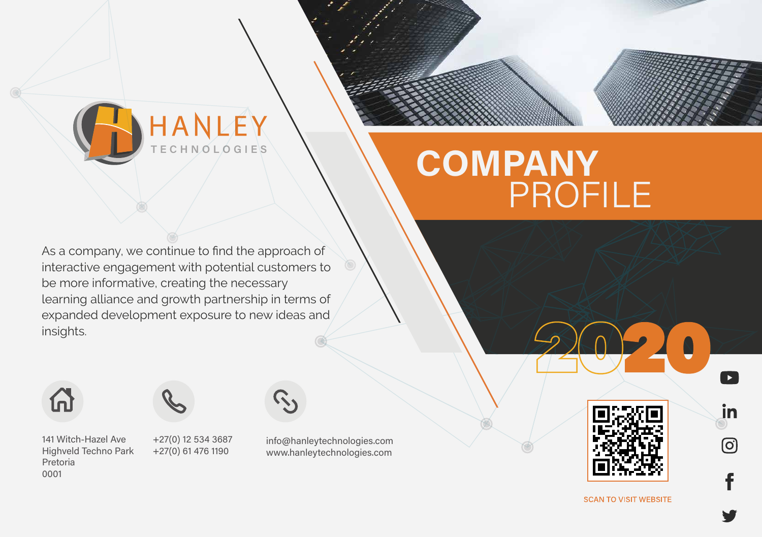# HANLEY TECHNOLOGIES

# COMPANY PROFILE

# 2020

As a company, we continue to find the approach of interactive engagement with potential customers to be more informative, creating the necessary learning alliance and growth partnership in terms of expanded development exposure to new ideas and insights.

141 Witch-Hazel Ave
Highveld Techno Park
Pretoria
0001

+27(0) 12 534 3687
+27(0) 61 476 1190

info@hanleytechnologies.com
www.hanleytechnologies.com

SCAN TO VISIT WEBSITE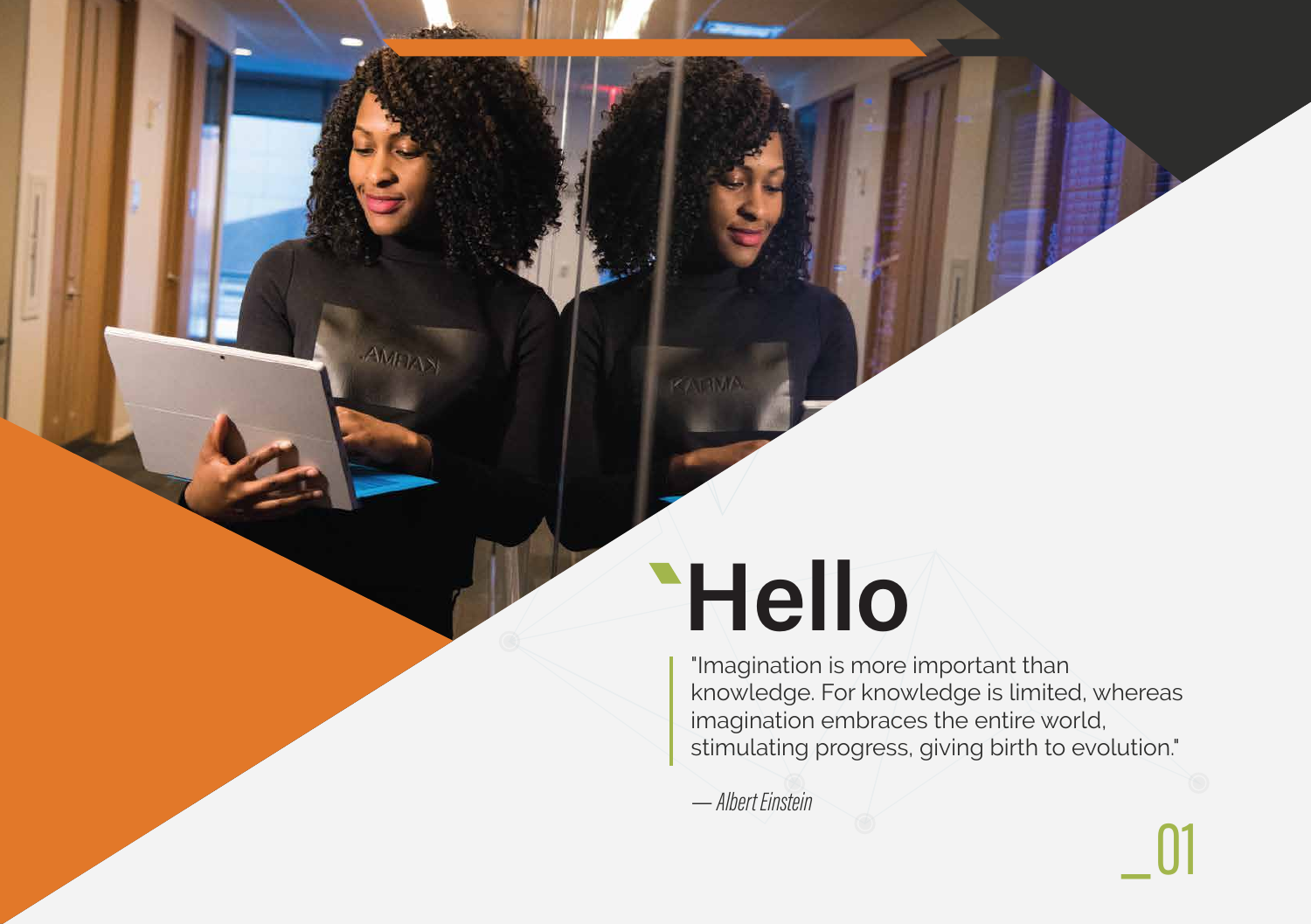# Hello

"Imagination is more important than knowledge. For knowledge is limited, whereas imagination embraces the entire world, stimulating progress, giving birth to evolution."

*— Albert Einstein*

_01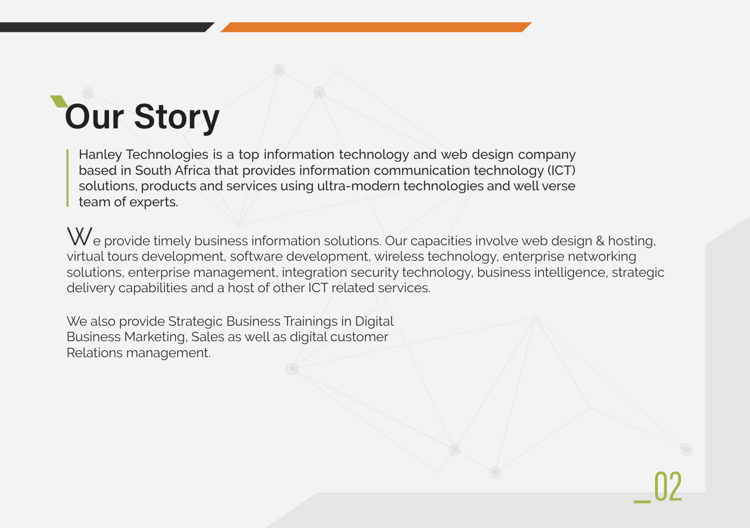# Our Story

Hanley Technologies is a top information technology and web design company based in South Africa that provides information communication technology (ICT) solutions, products and services using ultra-modern technologies and well verse team of experts.

We provide timely business information solutions. Our capacities involve web design & hosting, virtual tours development, software development, wireless technology, enterprise networking solutions, enterprise management, integration security technology, business intelligence, strategic delivery capabilities and a host of other ICT related services.

We also provide Strategic Business Trainings in Digital Business Marketing, Sales as well as digital customer Relations management.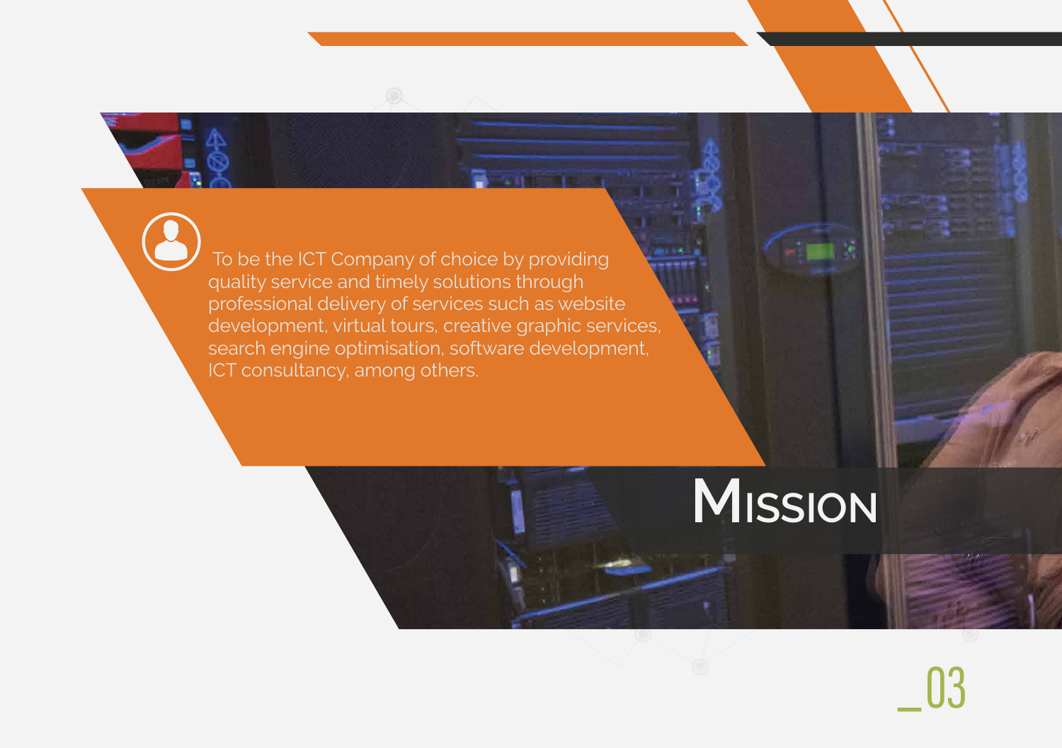# Mission

To be the ICT Company of choice by providing quality service and timely solutions through professional delivery of services such as website development, virtual tours, creative graphic services, search engine optimisation, software development, ICT consultancy, among others.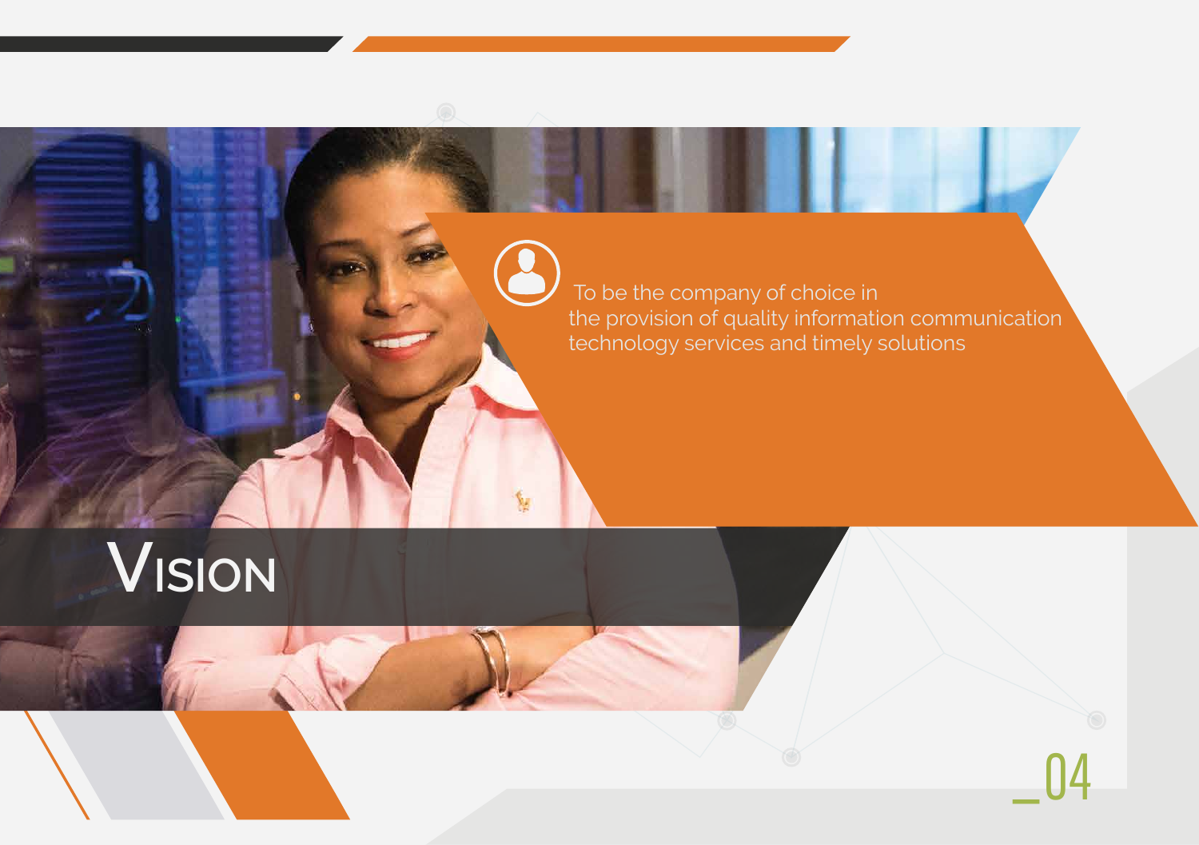# Vision

To be the company of choice in the provision of quality information communication technology services and timely solutions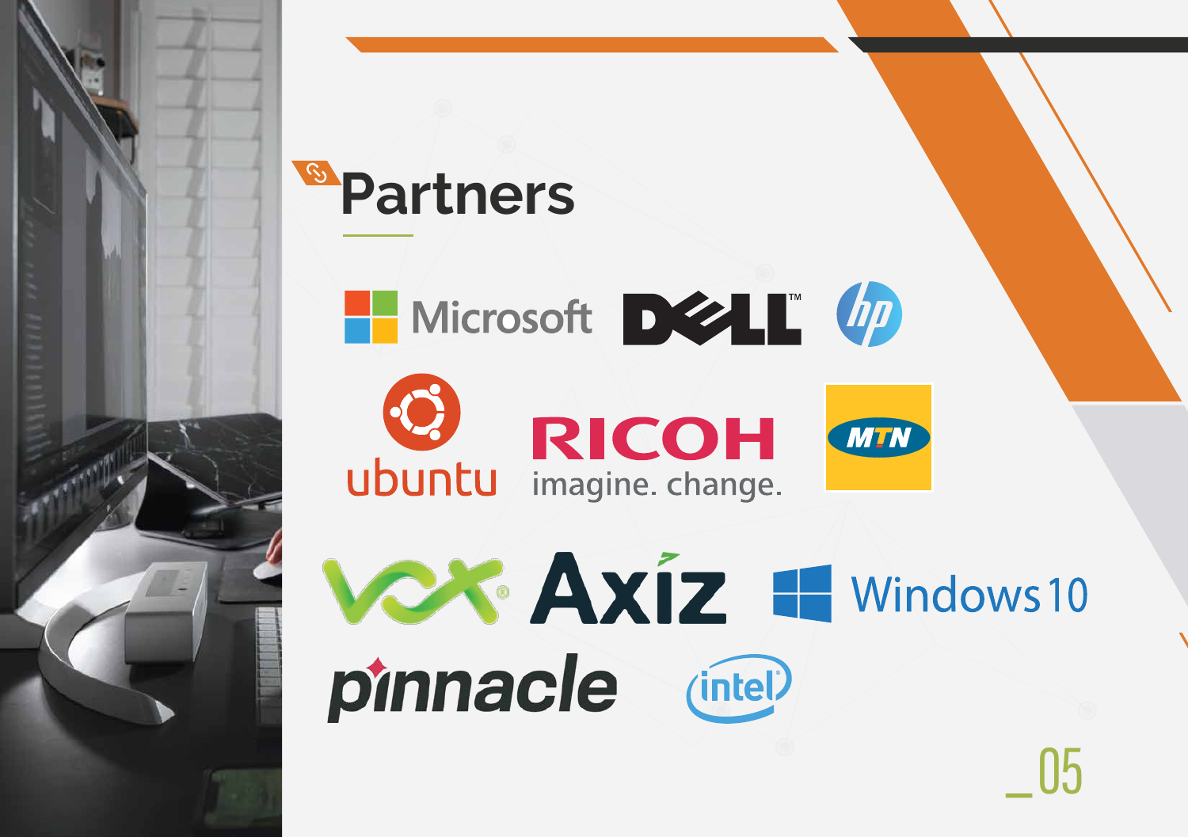# Partners

Microsoft
DELL
hp
ubuntu
RICOH imagine. change.
MTN
VOX
Axiz
Windows 10
pinnacle
intel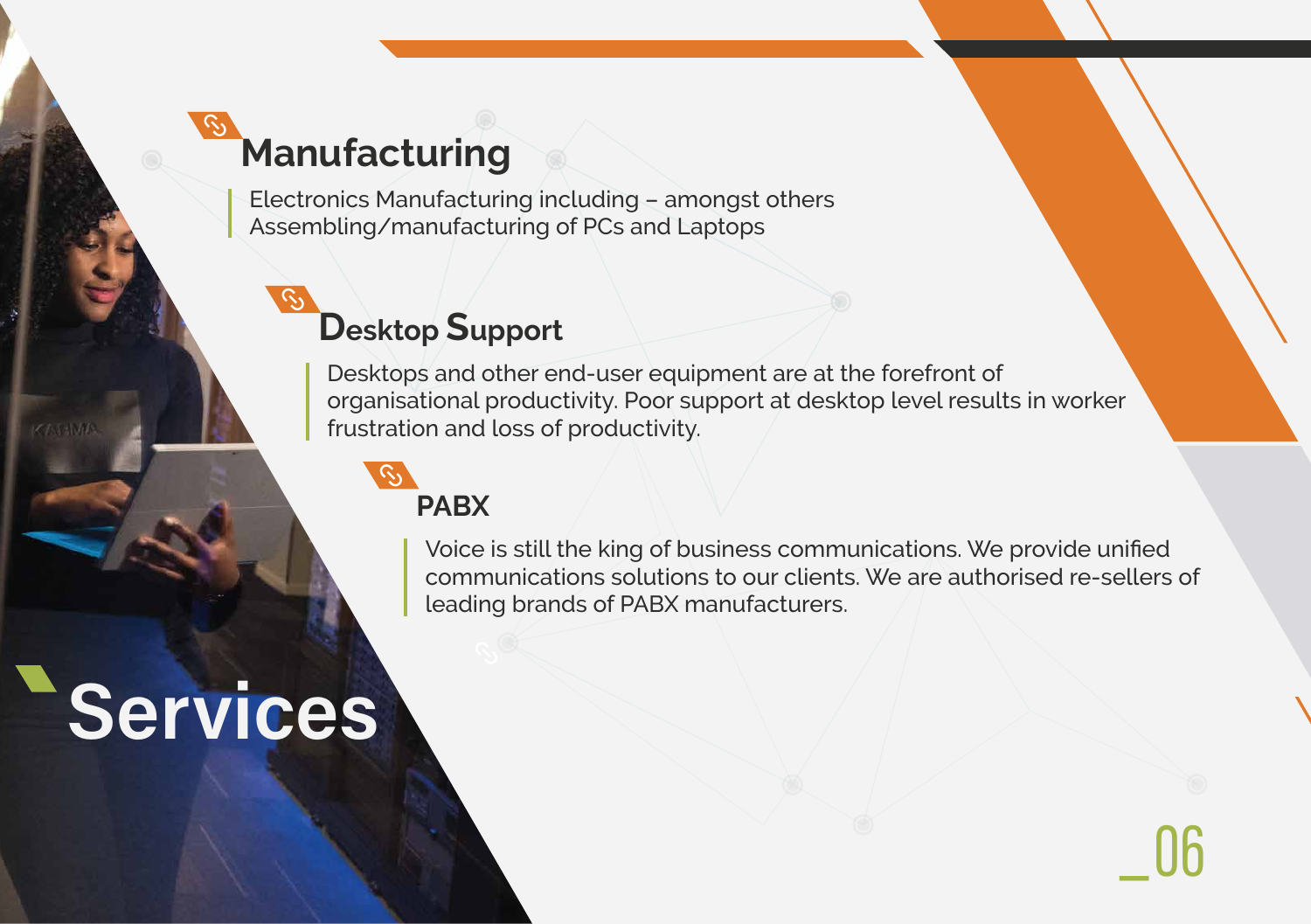# Services

## Manufacturing

Electronics Manufacturing including – amongst others Assembling/manufacturing of PCs and Laptops

## Desktop Support

Desktops and other end-user equipment are at the forefront of organisational productivity. Poor support at desktop level results in worker frustration and loss of productivity.

## PABX

Voice is still the king of business communications. We provide unified communications solutions to our clients. We are authorised re-sellers of leading brands of PABX manufacturers.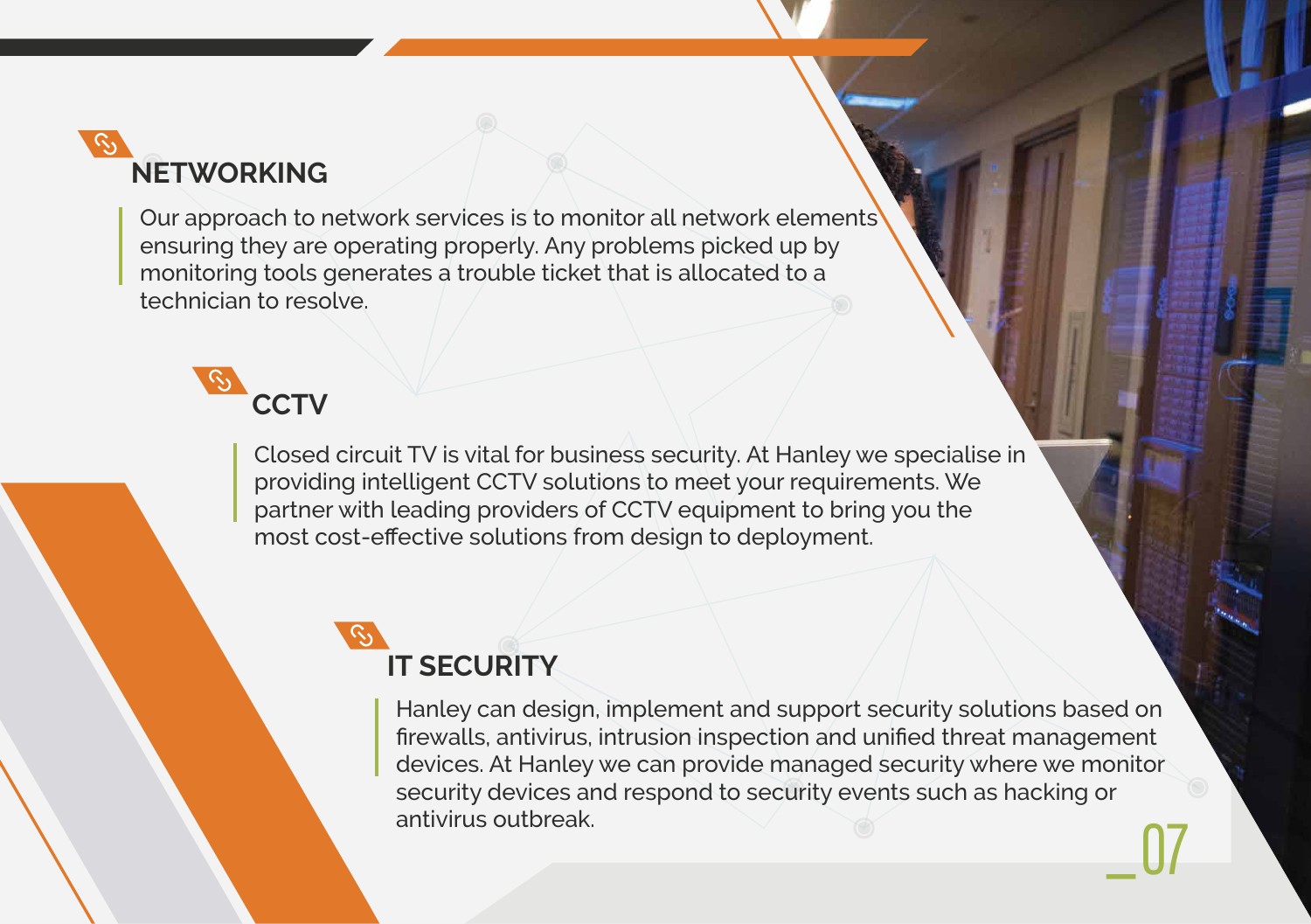## NETWORKING

Our approach to network services is to monitor all network elements ensuring they are operating properly. Any problems picked up by monitoring tools generates a trouble ticket that is allocated to a technician to resolve.

## CCTV

Closed circuit TV is vital for business security. At Hanley we specialise in providing intelligent CCTV solutions to meet your requirements. We partner with leading providers of CCTV equipment to bring you the most cost-effective solutions from design to deployment.

## IT SECURITY

Hanley can design, implement and support security solutions based on firewalls, antivirus, intrusion inspection and unified threat management devices. At Hanley we can provide managed security where we monitor security devices and respond to security events such as hacking or antivirus outbreak.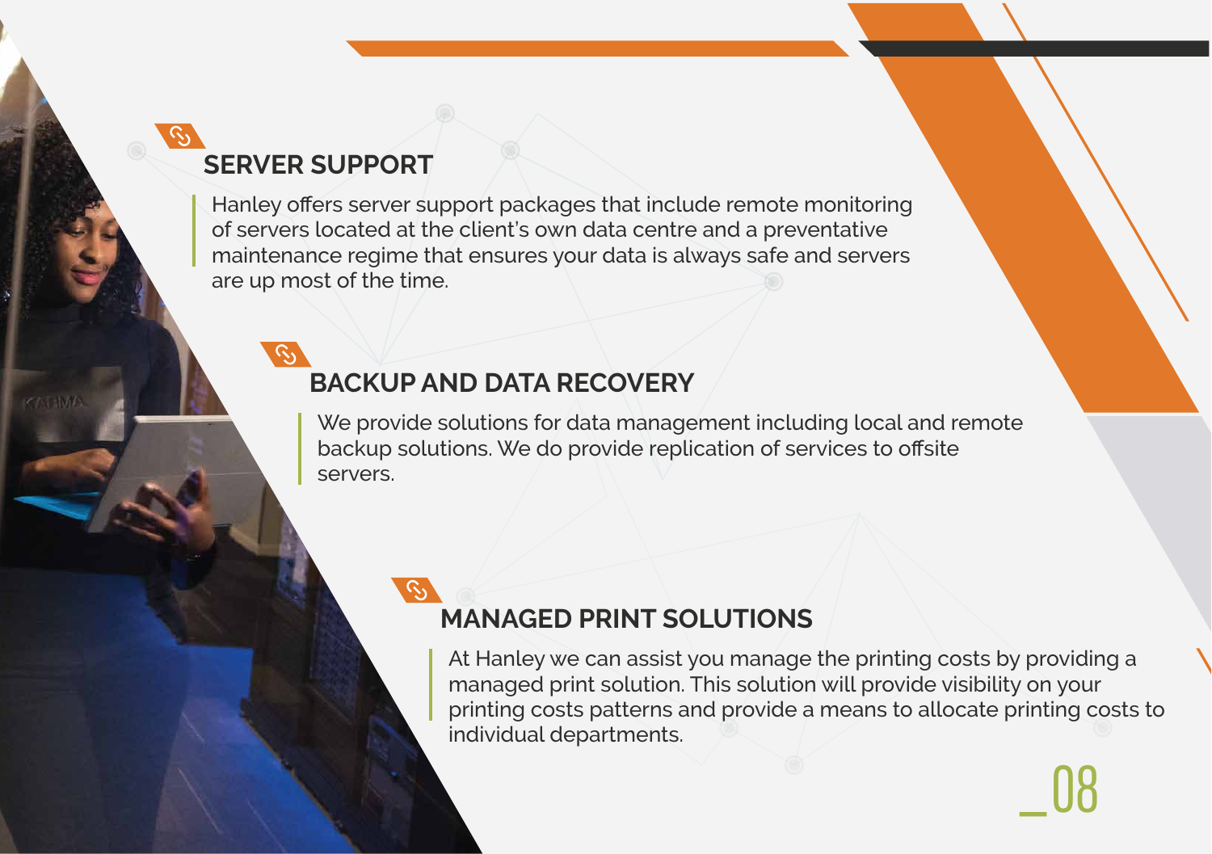## SERVER SUPPORT

Hanley offers server support packages that include remote monitoring of servers located at the client's own data centre and a preventative maintenance regime that ensures your data is always safe and servers are up most of the time.

## BACKUP AND DATA RECOVERY

We provide solutions for data management including local and remote backup solutions. We do provide replication of services to offsite servers.

## MANAGED PRINT SOLUTIONS

At Hanley we can assist you manage the printing costs by providing a managed print solution. This solution will provide visibility on your printing costs patterns and provide a means to allocate printing costs to individual departments.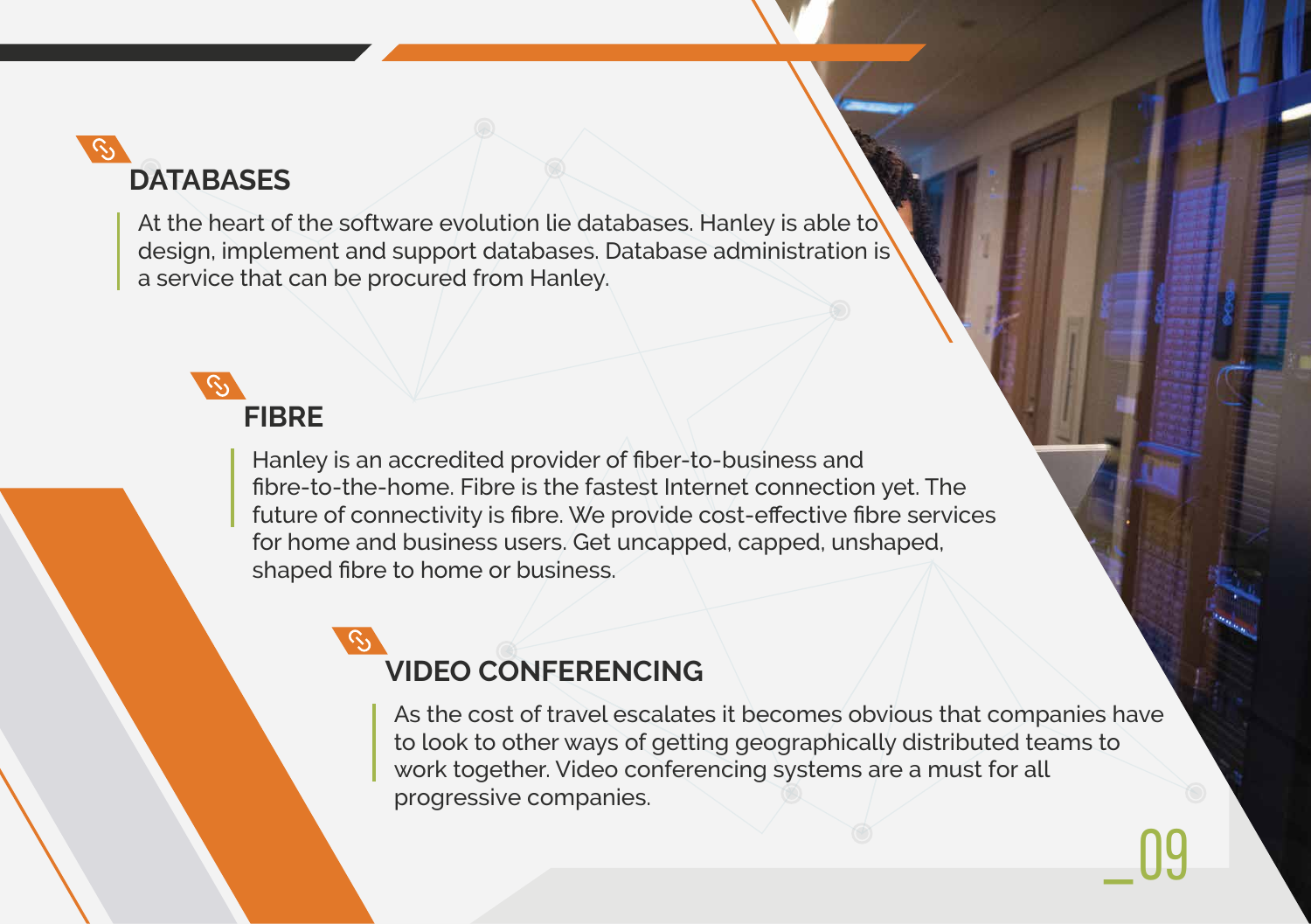## DATABASES

At the heart of the software evolution lie databases. Hanley is able to design, implement and support databases. Database administration is a service that can be procured from Hanley.

## FIBRE

Hanley is an accredited provider of fiber-to-business and fibre-to-the-home. Fibre is the fastest Internet connection yet. The future of connectivity is fibre. We provide cost-effective fibre services for home and business users. Get uncapped, capped, unshaped, shaped fibre to home or business.

## VIDEO CONFERENCING

As the cost of travel escalates it becomes obvious that companies have to look to other ways of getting geographically distributed teams to work together. Video conferencing systems are a must for all progressive companies.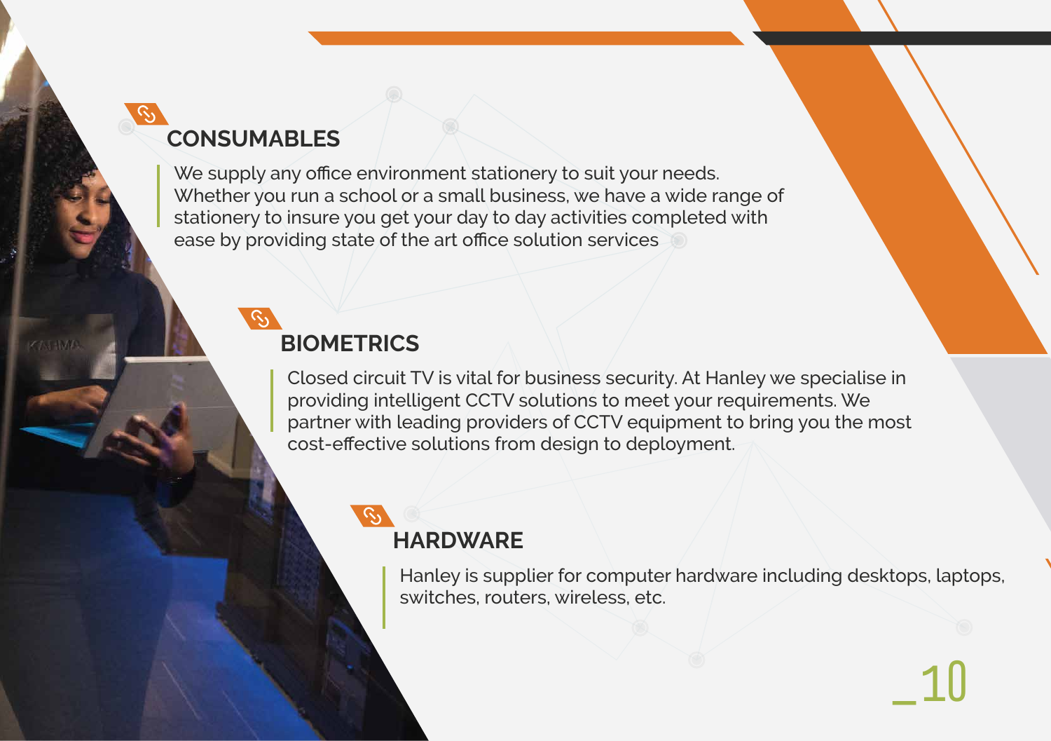## CONSUMABLES

We supply any office environment stationery to suit your needs. Whether you run a school or a small business, we have a wide range of stationery to insure you get your day to day activities completed with ease by providing state of the art office solution services

## BIOMETRICS

Closed circuit TV is vital for business security. At Hanley we specialise in providing intelligent CCTV solutions to meet your requirements. We partner with leading providers of CCTV equipment to bring you the most cost-effective solutions from design to deployment.

## HARDWARE

Hanley is supplier for computer hardware including desktops, laptops, switches, routers, wireless, etc.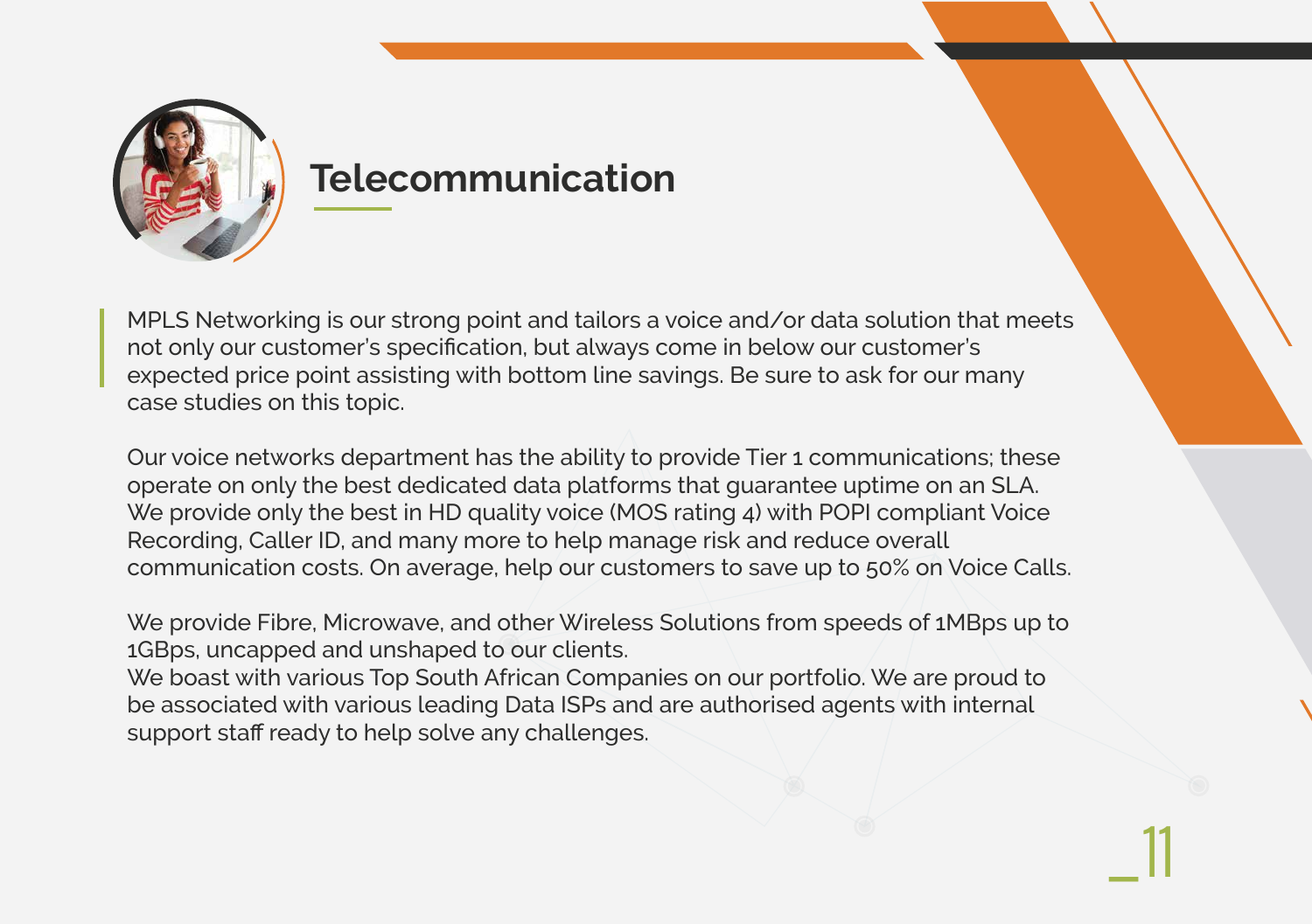# Telecommunication

MPLS Networking is our strong point and tailors a voice and/or data solution that meets not only our customer's specification, but always come in below our customer's expected price point assisting with bottom line savings. Be sure to ask for our many case studies on this topic.

Our voice networks department has the ability to provide Tier 1 communications; these operate on only the best dedicated data platforms that guarantee uptime on an SLA. We provide only the best in HD quality voice (MOS rating 4) with POPI compliant Voice Recording, Caller ID, and many more to help manage risk and reduce overall communication costs. On average, help our customers to save up to 50% on Voice Calls.

We provide Fibre, Microwave, and other Wireless Solutions from speeds of 1MBps up to 1GBps, uncapped and unshaped to our clients.
We boast with various Top South African Companies on our portfolio. We are proud to be associated with various leading Data ISPs and are authorised agents with internal support staff ready to help solve any challenges.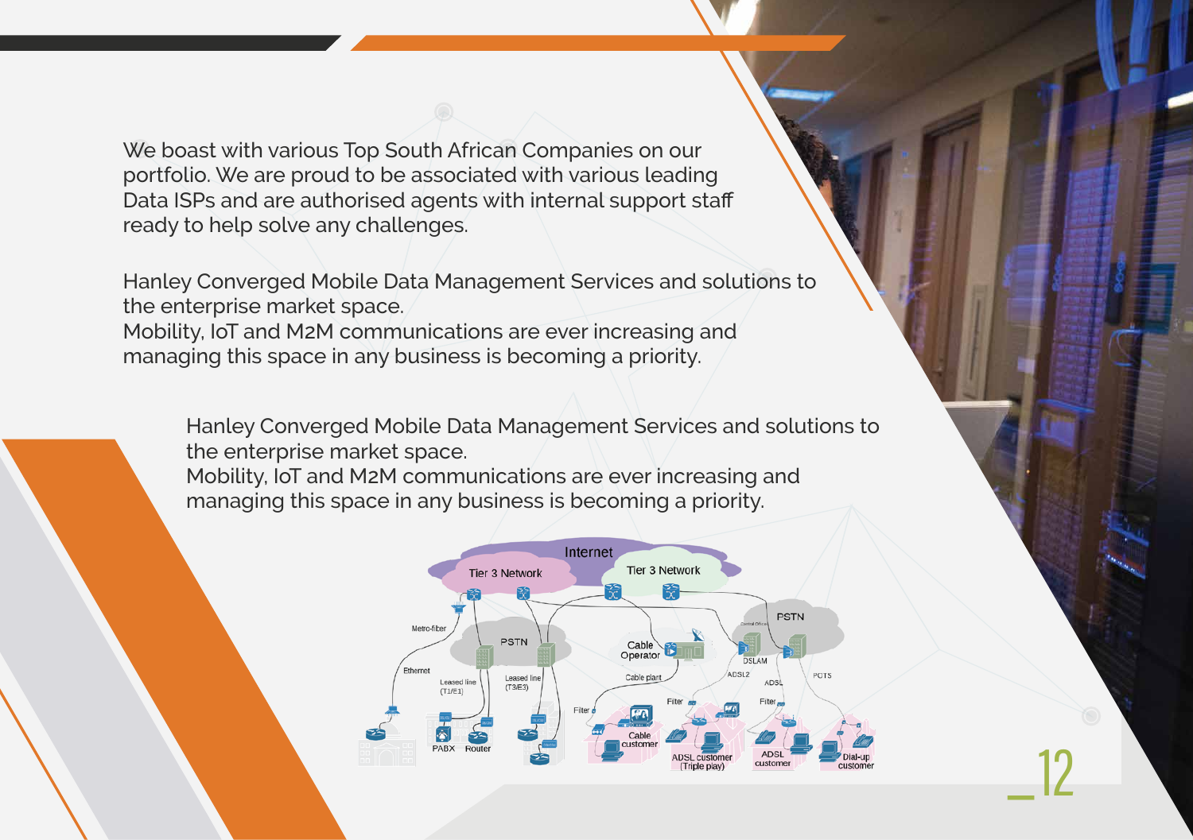We boast with various Top South African Companies on our portfolio. We are proud to be associated with various leading Data ISPs and are authorised agents with internal support staff ready to help solve any challenges.

Hanley Converged Mobile Data Management Services and solutions to the enterprise market space.
Mobility, IoT and M2M communications are ever increasing and managing this space in any business is becoming a priority.

Hanley Converged Mobile Data Management Services and solutions to the enterprise market space.
Mobility, IoT and M2M communications are ever increasing and managing this space in any business is becoming a priority.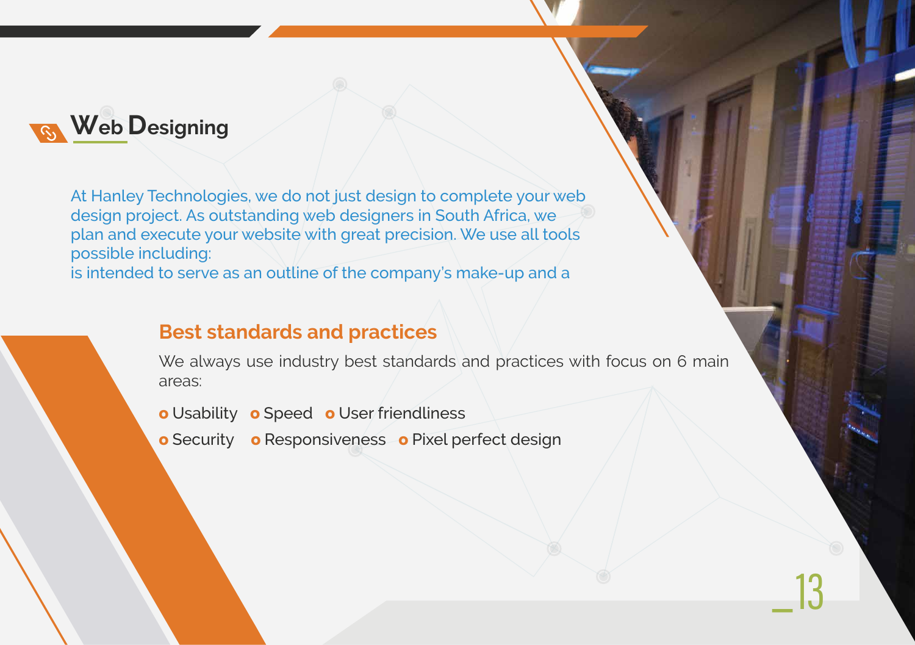## Web Designing

At Hanley Technologies, we do not just design to complete your web design project. As outstanding web designers in South Africa, we plan and execute your website with great precision. We use all tools possible including:
is intended to serve as an outline of the company's make-up and a

### Best standards and practices

We always use industry best standards and practices with focus on 6 main areas:

- Usability
- Speed
- User friendliness
- Security
- Responsiveness
- Pixel perfect design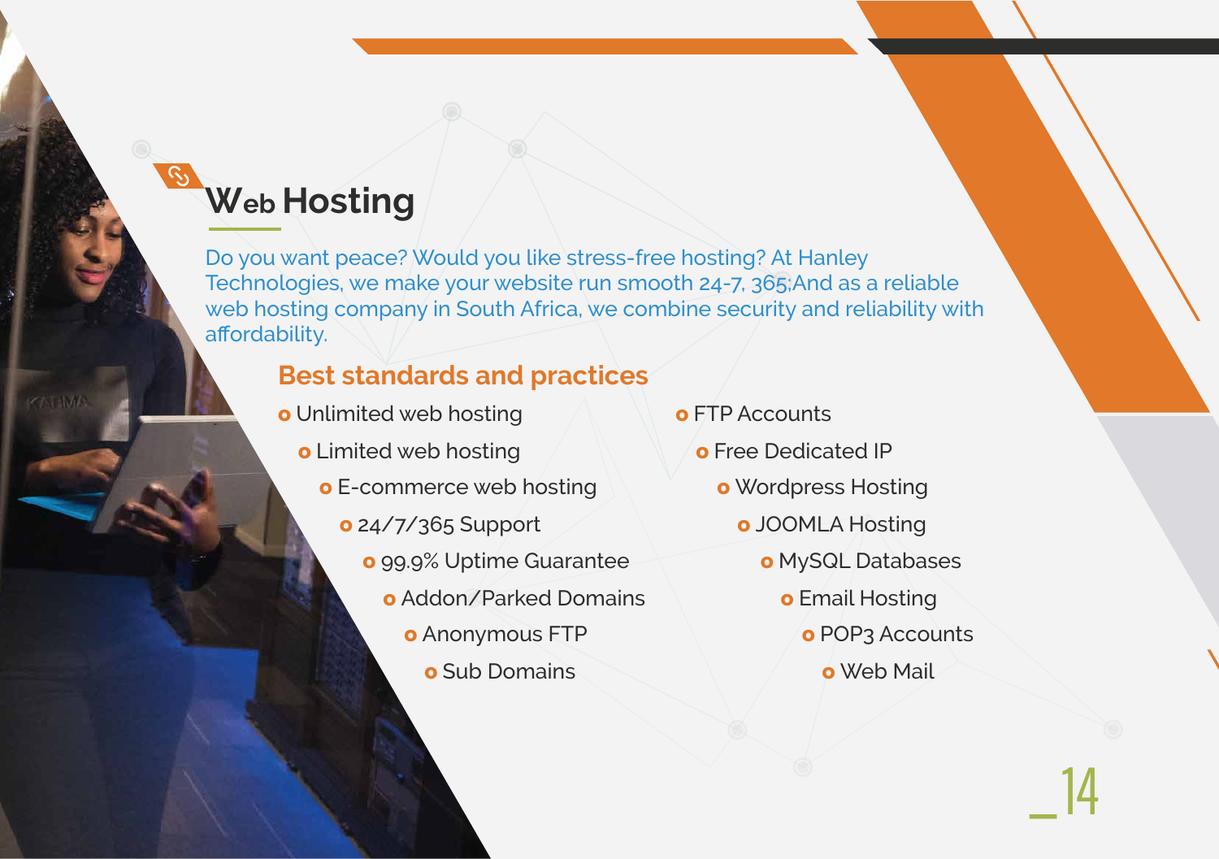# Web Hosting

Do you want peace? Would you like stress-free hosting? At Hanley Technologies, we make your website run smooth 24-7, 365;And as a reliable web hosting company in South Africa, we combine security and reliability with affordability.

## Best standards and practices

- Unlimited web hosting
- Limited web hosting
- E-commerce web hosting
- 24/7/365 Support
- 99.9% Uptime Guarantee
- Addon/Parked Domains
- Anonymous FTP
- Sub Domains
- FTP Accounts
- Free Dedicated IP
- Wordpress Hosting
- JOOMLA Hosting
- MySQL Databases
- Email Hosting
- POP3 Accounts
- Web Mail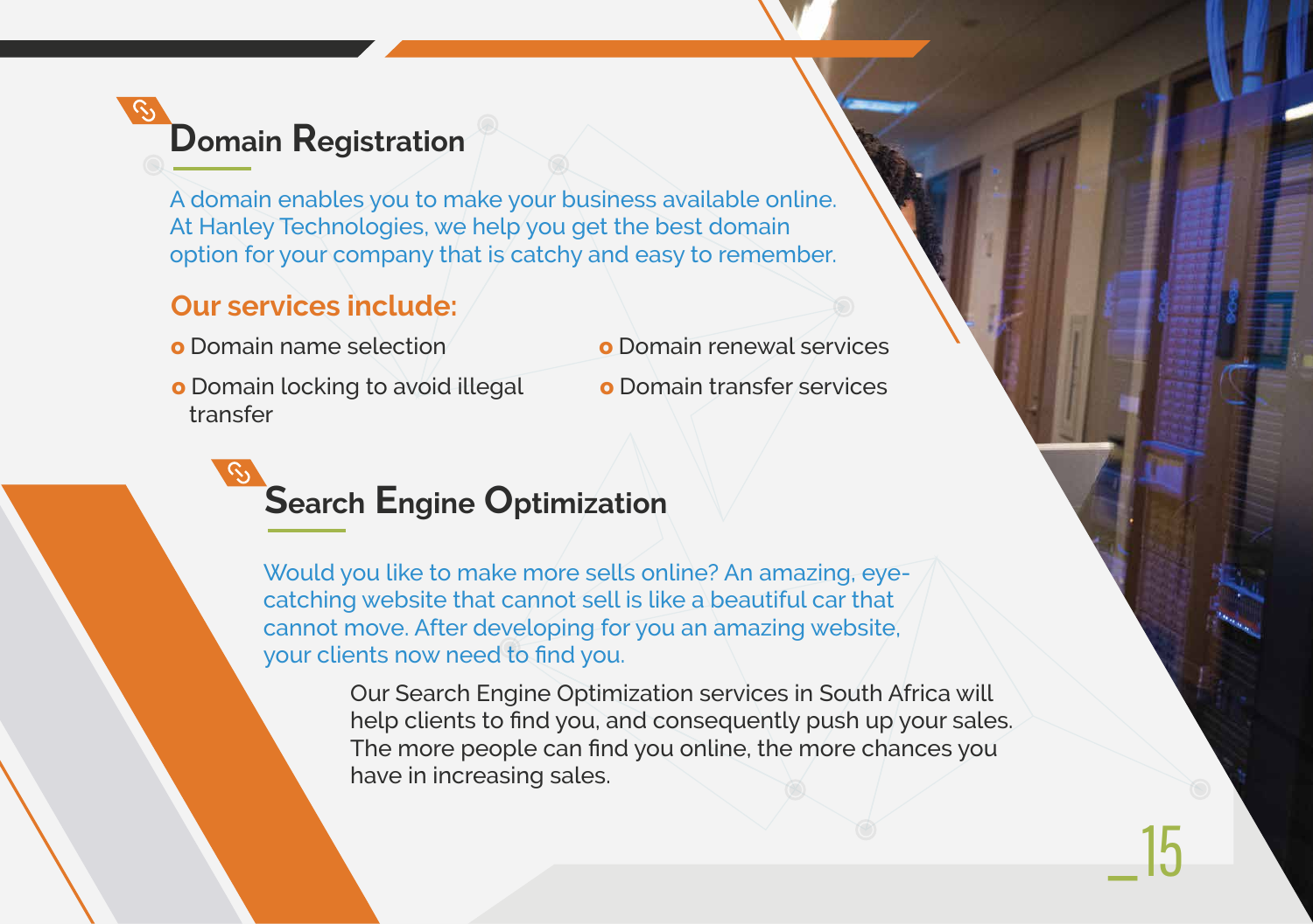## Domain Registration

A domain enables you to make your business available online. At Hanley Technologies, we help you get the best domain option for your company that is catchy and easy to remember.

### Our services include:

- Domain name selection
- Domain locking to avoid illegal transfer
- Domain renewal services
- Domain transfer services

## Search Engine Optimization

Would you like to make more sells online? An amazing, eye-catching website that cannot sell is like a beautiful car that cannot move. After developing for you an amazing website, your clients now need to find you.

Our Search Engine Optimization services in South Africa will help clients to find you, and consequently push up your sales. The more people can find you online, the more chances you have in increasing sales.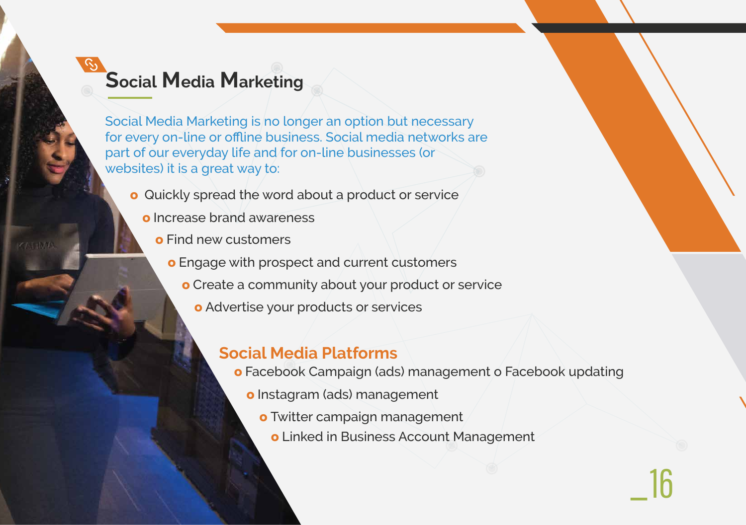## Social Media Marketing

Social Media Marketing is no longer an option but necessary for every on-line or offline business. Social media networks are part of our everyday life and for on-line businesses (or websites) it is a great way to:

- Quickly spread the word about a product or service
- Increase brand awareness
- Find new customers
- Engage with prospect and current customers
- Create a community about your product or service
- Advertise your products or services

### Social Media Platforms

- Facebook Campaign (ads) management o Facebook updating
- Instagram (ads) management
- Twitter campaign management
- Linked in Business Account Management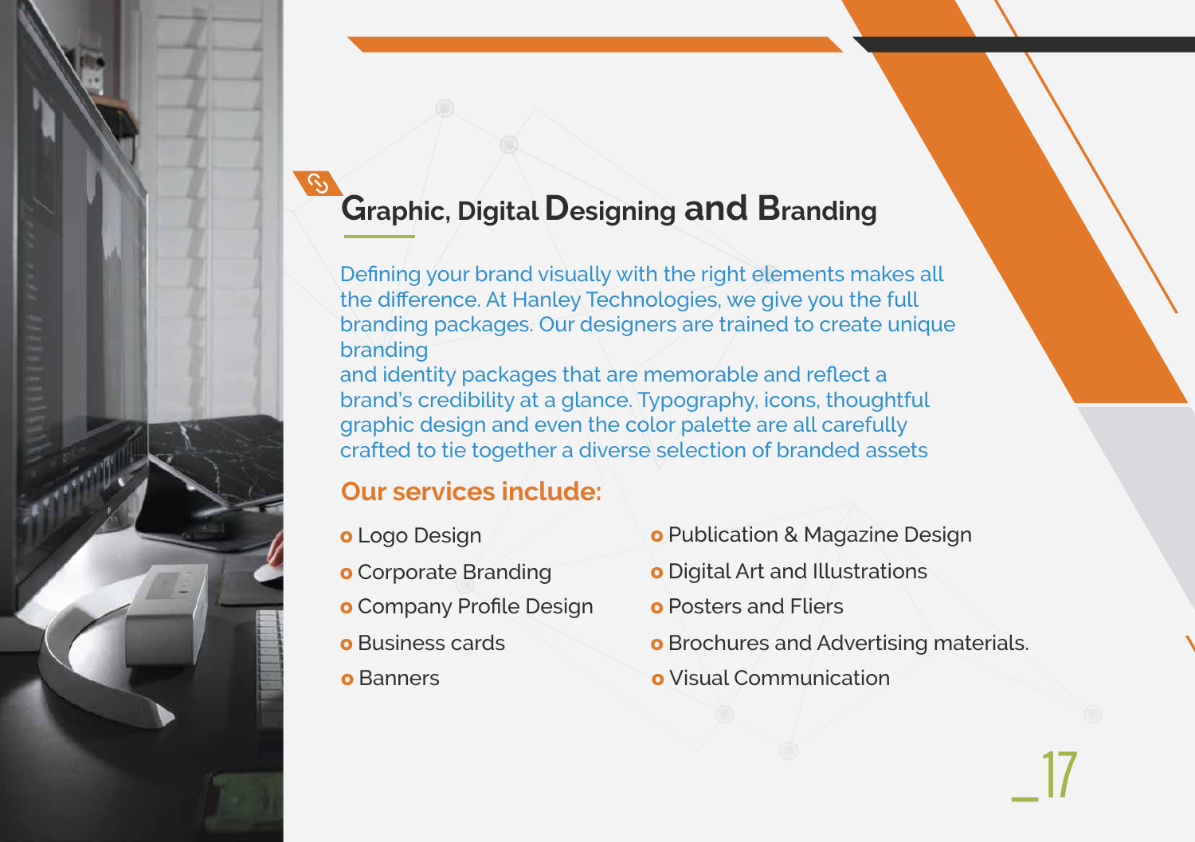## Graphic, Digital Designing and Branding

Defining your brand visually with the right elements makes all the difference. At Hanley Technologies, we give you the full branding packages. Our designers are trained to create unique branding
and identity packages that are memorable and reflect a brand's credibility at a glance. Typography, icons, thoughtful graphic design and even the color palette are all carefully crafted to tie together a diverse selection of branded assets

### Our services include:

- Logo Design
- Corporate Branding
- Company Profile Design
- Business cards
- Banners
- Publication & Magazine Design
- Digital Art and Illustrations
- Posters and Fliers
- Brochures and Advertising materials.
- Visual Communication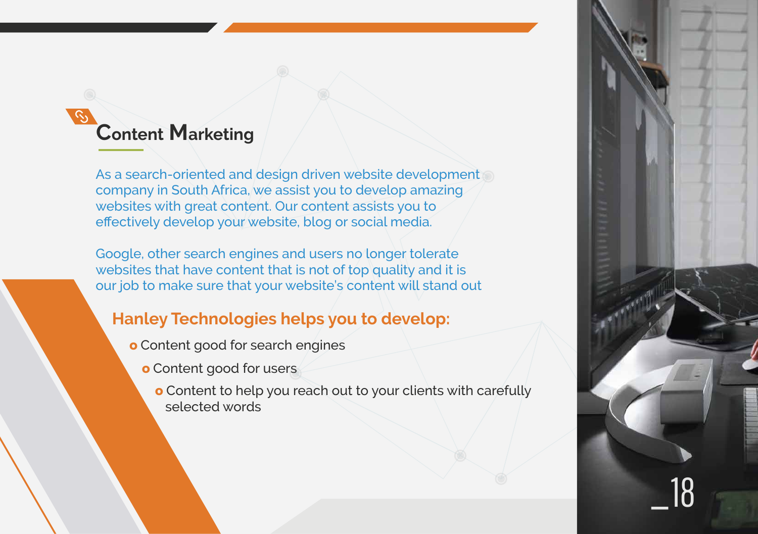## Content Marketing

As a search-oriented and design driven website development company in South Africa, we assist you to develop amazing websites with great content. Our content assists you to effectively develop your website, blog or social media.

Google, other search engines and users no longer tolerate websites that have content that is not of top quality and it is our job to make sure that your website's content will stand out

### Hanley Technologies helps you to develop:

- Content good for search engines
- Content good for users
- Content to help you reach out to your clients with carefully selected words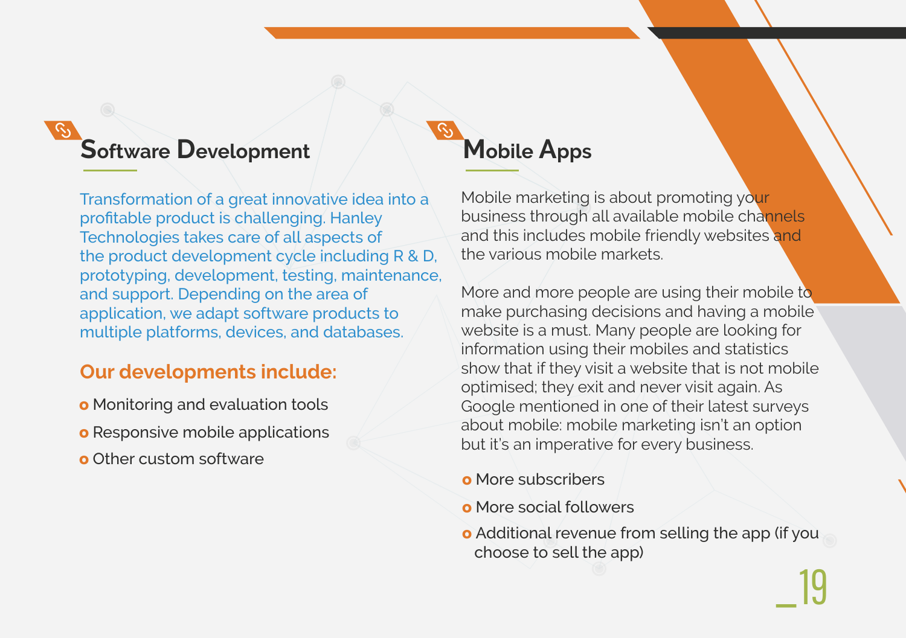## Software Development

Transformation of a great innovative idea into a profitable product is challenging. Hanley Technologies takes care of all aspects of the product development cycle including R & D, prototyping, development, testing, maintenance, and support. Depending on the area of application, we adapt software products to multiple platforms, devices, and databases.

### Our developments include:

- Monitoring and evaluation tools
- Responsive mobile applications
- Other custom software

## Mobile Apps

Mobile marketing is about promoting your business through all available mobile channels and this includes mobile friendly websites and the various mobile markets.

More and more people are using their mobile to make purchasing decisions and having a mobile website is a must. Many people are looking for information using their mobiles and statistics show that if they visit a website that is not mobile optimised; they exit and never visit again. As Google mentioned in one of their latest surveys about mobile: mobile marketing isn't an option but it's an imperative for every business.

- More subscribers
- More social followers
- Additional revenue from selling the app (if you choose to sell the app)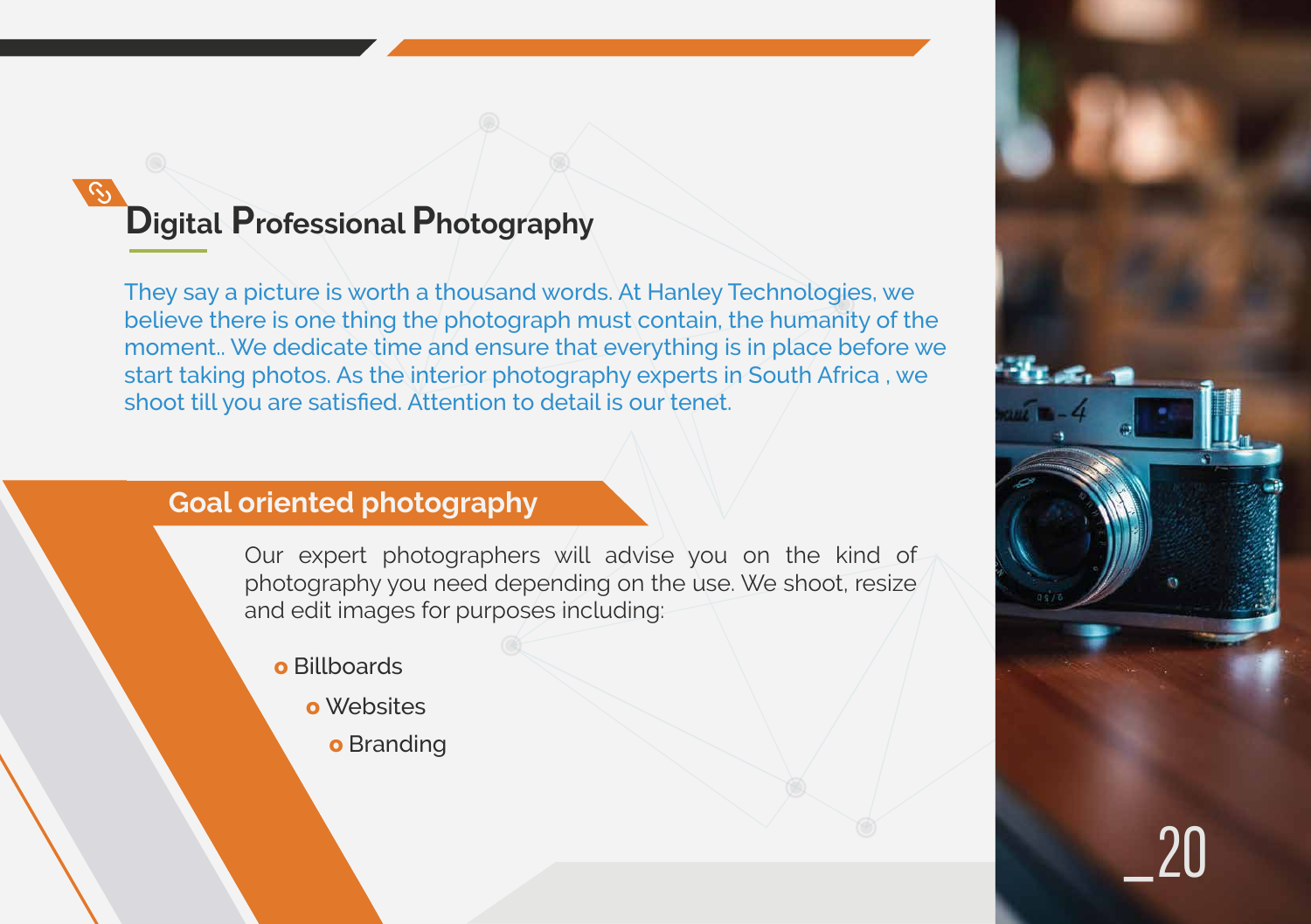## Digital Professional Photography

They say a picture is worth a thousand words. At Hanley Technologies, we believe there is one thing the photograph must contain, the humanity of the moment.. We dedicate time and ensure that everything is in place before we start taking photos. As the interior photography experts in South Africa , we shoot till you are satisfied. Attention to detail is our tenet.

### Goal oriented photography

Our expert photographers will advise you on the kind of photography you need depending on the use. We shoot, resize and edit images for purposes including:

- Billboards
- Websites
- Branding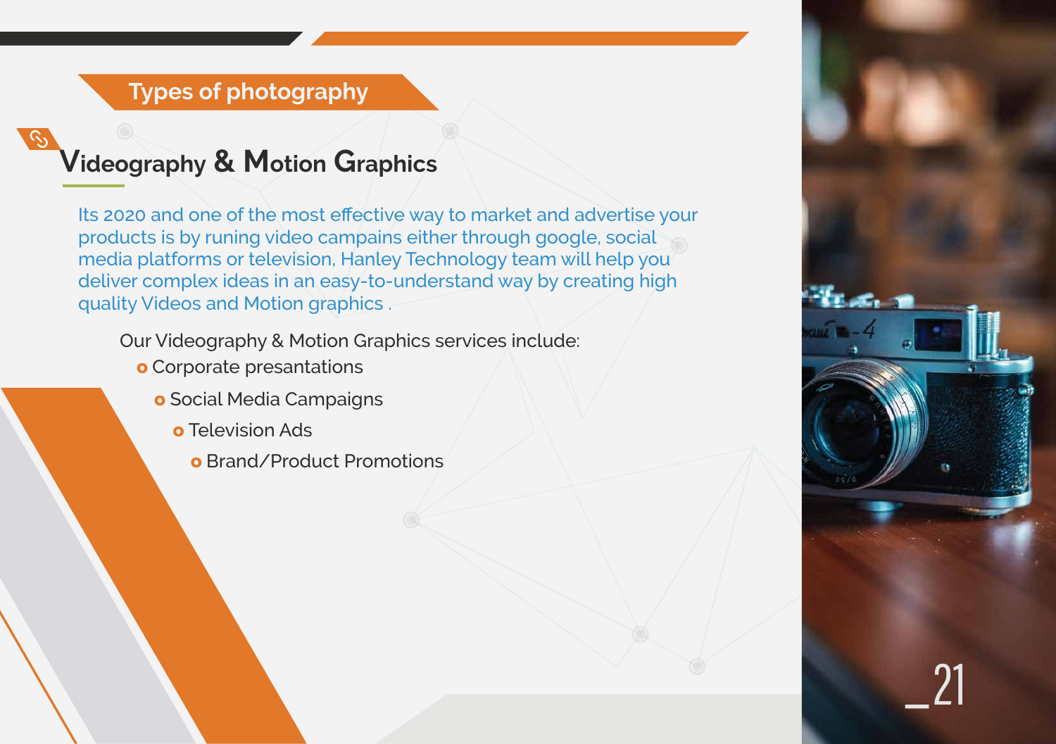## Types of photography

### Videography & Motion Graphics

Its 2020 and one of the most effective way to market and advertise your products is by runing video campains either through google, social media platforms or television, Hanley Technology team will help you deliver complex ideas in an easy-to-understand way by creating high quality Videos and Motion graphics .

Our Videography & Motion Graphics services include:

- Corporate presantations
- Social Media Campaigns
- Television Ads
- Brand/Product Promotions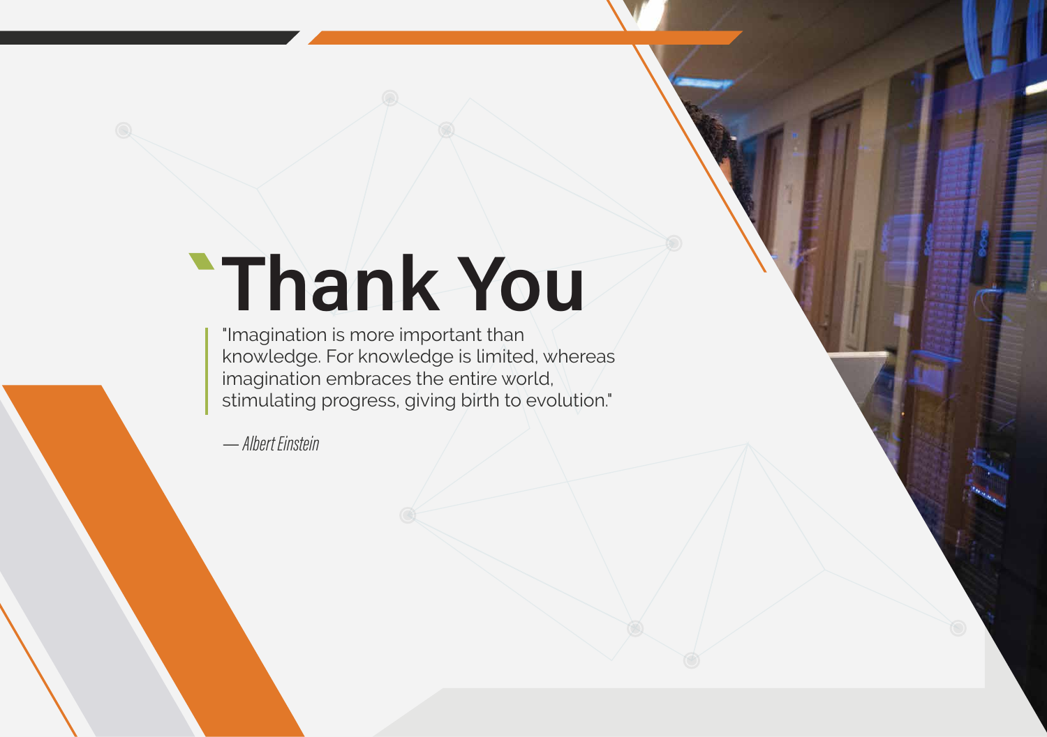# Thank You

"Imagination is more important than knowledge. For knowledge is limited, whereas imagination embraces the entire world, stimulating progress, giving birth to evolution."

*— Albert Einstein*